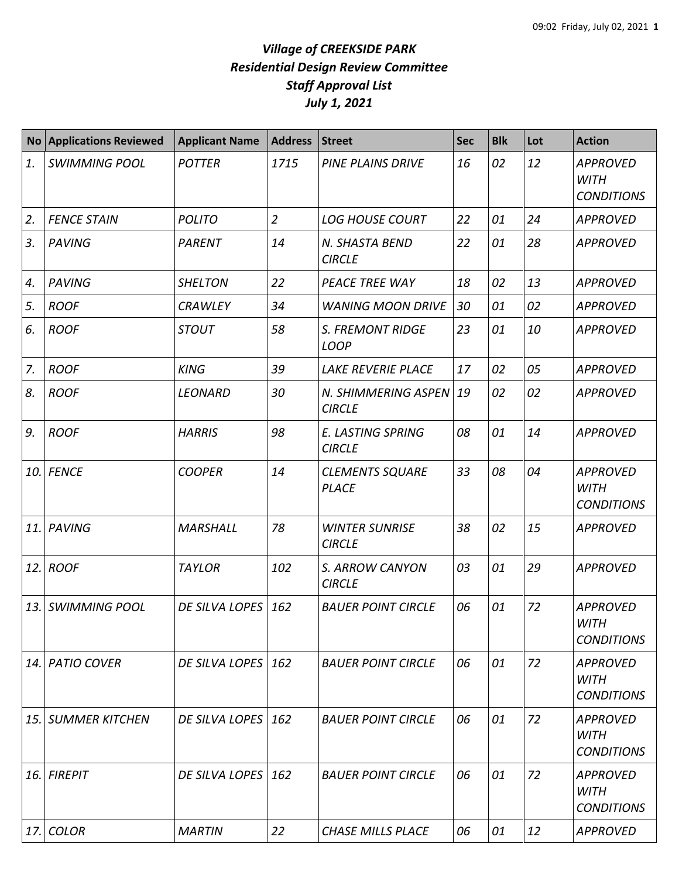# *Village of CREEKSIDE PARK*
## *Residential Design Review Committee*
## *Staff Approval List*
## *July 1, 2021*

| No | Applications Reviewed | Applicant Name | Address | Street | Sec | Blk | Lot | Action |
|---|---|---|---|---|---|---|---|---|
| *1.* | *SWIMMING POOL* | *POTTER* | *1715* | *PINE PLAINS DRIVE* | *16* | *02* | *12* | *APPROVED WITH CONDITIONS* |
| *2.* | *FENCE STAIN* | *POLITO* | *2* | *LOG HOUSE COURT* | *22* | *01* | *24* | *APPROVED* |
| *3.* | *PAVING* | *PARENT* | *14* | *N. SHASTA BEND CIRCLE* | *22* | *01* | *28* | *APPROVED* |
| *4.* | *PAVING* | *SHELTON* | *22* | *PEACE TREE WAY* | *18* | *02* | *13* | *APPROVED* |
| *5.* | *ROOF* | *CRAWLEY* | *34* | *WANING MOON DRIVE* | *30* | *01* | *02* | *APPROVED* |
| *6.* | *ROOF* | *STOUT* | *58* | *S. FREMONT RIDGE LOOP* | *23* | *01* | *10* | *APPROVED* |
| *7.* | *ROOF* | *KING* | *39* | *LAKE REVERIE PLACE* | *17* | *02* | *05* | *APPROVED* |
| *8.* | *ROOF* | *LEONARD* | *30* | *N. SHIMMERING ASPEN CIRCLE* | *19* | *02* | *02* | *APPROVED* |
| *9.* | *ROOF* | *HARRIS* | *98* | *E. LASTING SPRING CIRCLE* | *08* | *01* | *14* | *APPROVED* |
| *10.* | *FENCE* | *COOPER* | *14* | *CLEMENTS SQUARE PLACE* | *33* | *08* | *04* | *APPROVED WITH CONDITIONS* |
| *11.* | *PAVING* | *MARSHALL* | *78* | *WINTER SUNRISE CIRCLE* | *38* | *02* | *15* | *APPROVED* |
| *12.* | *ROOF* | *TAYLOR* | *102* | *S. ARROW CANYON CIRCLE* | *03* | *01* | *29* | *APPROVED* |
| *13.* | *SWIMMING POOL* | *DE SILVA LOPES* | *162* | *BAUER POINT CIRCLE* | *06* | *01* | *72* | *APPROVED WITH CONDITIONS* |
| *14.* | *PATIO COVER* | *DE SILVA LOPES* | *162* | *BAUER POINT CIRCLE* | *06* | *01* | *72* | *APPROVED WITH CONDITIONS* |
| *15.* | *SUMMER KITCHEN* | *DE SILVA LOPES* | *162* | *BAUER POINT CIRCLE* | *06* | *01* | *72* | *APPROVED WITH CONDITIONS* |
| *16.* | *FIREPIT* | *DE SILVA LOPES* | *162* | *BAUER POINT CIRCLE* | *06* | *01* | *72* | *APPROVED WITH CONDITIONS* |
| *17.* | *COLOR* | *MARTIN* | *22* | *CHASE MILLS PLACE* | *06* | *01* | *12* | *APPROVED* |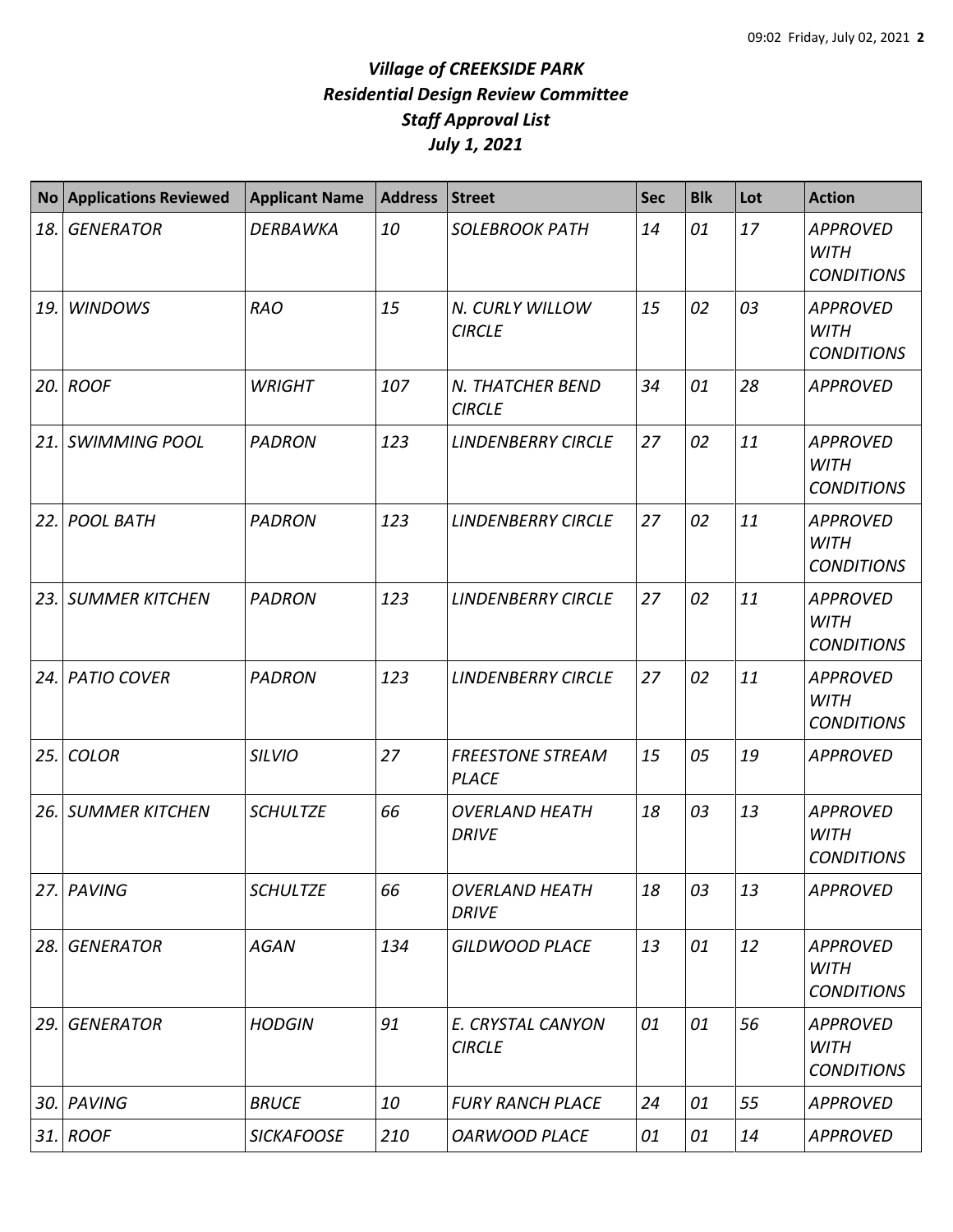# *Village of CREEKSIDE PARK*
## *Residential Design Review Committee*
## *Staff Approval List*
## *July 1, 2021*

| No | Applications Reviewed | Applicant Name | Address | Street | Sec | Blk | Lot | Action |
|---|---|---|---|---|---|---|---|---|
| *18.* | *GENERATOR* | *DERBAWKA* | *10* | *SOLEBROOK PATH* | *14* | *01* | *17* | *APPROVED WITH CONDITIONS* |
| *19.* | *WINDOWS* | *RAO* | *15* | *N. CURLY WILLOW CIRCLE* | *15* | *02* | *03* | *APPROVED WITH CONDITIONS* |
| *20.* | *ROOF* | *WRIGHT* | *107* | *N. THATCHER BEND CIRCLE* | *34* | *01* | *28* | *APPROVED* |
| *21.* | *SWIMMING POOL* | *PADRON* | *123* | *LINDENBERRY CIRCLE* | *27* | *02* | *11* | *APPROVED WITH CONDITIONS* |
| *22.* | *POOL BATH* | *PADRON* | *123* | *LINDENBERRY CIRCLE* | *27* | *02* | *11* | *APPROVED WITH CONDITIONS* |
| *23.* | *SUMMER KITCHEN* | *PADRON* | *123* | *LINDENBERRY CIRCLE* | *27* | *02* | *11* | *APPROVED WITH CONDITIONS* |
| *24.* | *PATIO COVER* | *PADRON* | *123* | *LINDENBERRY CIRCLE* | *27* | *02* | *11* | *APPROVED WITH CONDITIONS* |
| *25.* | *COLOR* | *SILVIO* | *27* | *FREESTONE STREAM PLACE* | *15* | *05* | *19* | *APPROVED* |
| *26.* | *SUMMER KITCHEN* | *SCHULTZE* | *66* | *OVERLAND HEATH DRIVE* | *18* | *03* | *13* | *APPROVED WITH CONDITIONS* |
| *27.* | *PAVING* | *SCHULTZE* | *66* | *OVERLAND HEATH DRIVE* | *18* | *03* | *13* | *APPROVED* |
| *28.* | *GENERATOR* | *AGAN* | *134* | *GILDWOOD PLACE* | *13* | *01* | *12* | *APPROVED WITH CONDITIONS* |
| *29.* | *GENERATOR* | *HODGIN* | *91* | *E. CRYSTAL CANYON CIRCLE* | *01* | *01* | *56* | *APPROVED WITH CONDITIONS* |
| *30.* | *PAVING* | *BRUCE* | *10* | *FURY RANCH PLACE* | *24* | *01* | *55* | *APPROVED* |
| *31.* | *ROOF* | *SICKAFOOSE* | *210* | *OARWOOD PLACE* | *01* | *01* | *14* | *APPROVED* |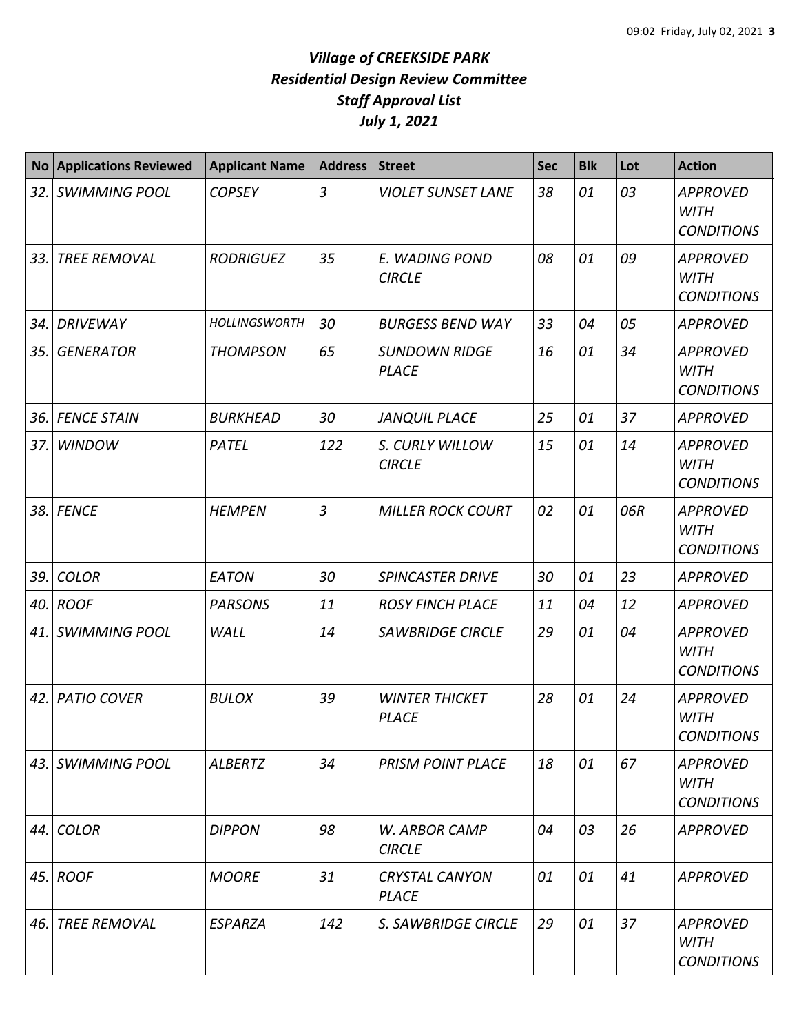# *Village of CREEKSIDE PARK*
## *Residential Design Review Committee*
## *Staff Approval List*
## *July 1, 2021*

| No | Applications Reviewed | Applicant Name | Address | Street | Sec | Blk | Lot | Action |
|---|---|---|---|---|---|---|---|---|
| 32. | SWIMMING POOL | COPSEY | 3 | VIOLET SUNSET LANE | 38 | 01 | 03 | APPROVED WITH CONDITIONS |
| 33. | TREE REMOVAL | RODRIGUEZ | 35 | E. WADING POND CIRCLE | 08 | 01 | 09 | APPROVED WITH CONDITIONS |
| 34. | DRIVEWAY | HOLLINGSWORTH | 30 | BURGESS BEND WAY | 33 | 04 | 05 | APPROVED |
| 35. | GENERATOR | THOMPSON | 65 | SUNDOWN RIDGE PLACE | 16 | 01 | 34 | APPROVED WITH CONDITIONS |
| 36. | FENCE STAIN | BURKHEAD | 30 | JANQUIL PLACE | 25 | 01 | 37 | APPROVED |
| 37. | WINDOW | PATEL | 122 | S. CURLY WILLOW CIRCLE | 15 | 01 | 14 | APPROVED WITH CONDITIONS |
| 38. | FENCE | HEMPEN | 3 | MILLER ROCK COURT | 02 | 01 | 06R | APPROVED WITH CONDITIONS |
| 39. | COLOR | EATON | 30 | SPINCASTER DRIVE | 30 | 01 | 23 | APPROVED |
| 40. | ROOF | PARSONS | 11 | ROSY FINCH PLACE | 11 | 04 | 12 | APPROVED |
| 41. | SWIMMING POOL | WALL | 14 | SAWBRIDGE CIRCLE | 29 | 01 | 04 | APPROVED WITH CONDITIONS |
| 42. | PATIO COVER | BULOX | 39 | WINTER THICKET PLACE | 28 | 01 | 24 | APPROVED WITH CONDITIONS |
| 43. | SWIMMING POOL | ALBERTZ | 34 | PRISM POINT PLACE | 18 | 01 | 67 | APPROVED WITH CONDITIONS |
| 44. | COLOR | DIPPON | 98 | W. ARBOR CAMP CIRCLE | 04 | 03 | 26 | APPROVED |
| 45. | ROOF | MOORE | 31 | CRYSTAL CANYON PLACE | 01 | 01 | 41 | APPROVED |
| 46. | TREE REMOVAL | ESPARZA | 142 | S. SAWBRIDGE CIRCLE | 29 | 01 | 37 | APPROVED WITH CONDITIONS |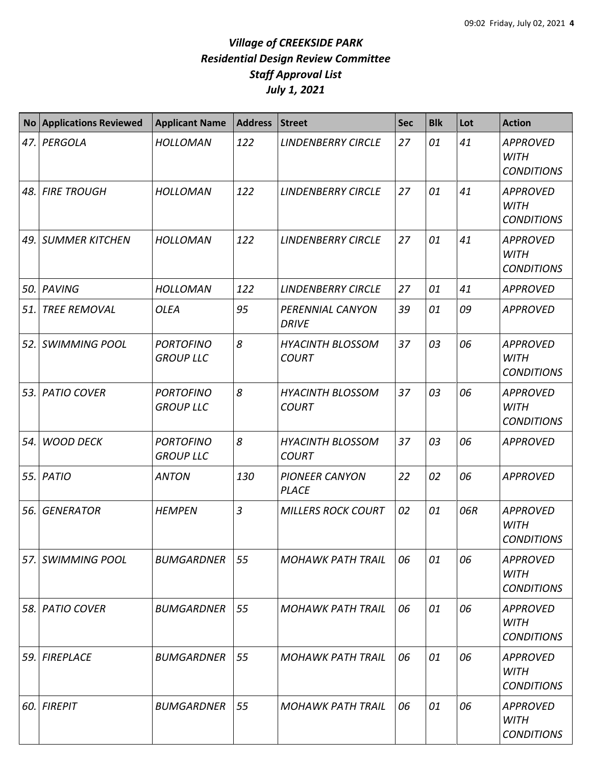# *Village of CREEKSIDE PARK*
## *Residential Design Review Committee*
## *Staff Approval List*
## *July 1, 2021*

| No | Applications Reviewed | Applicant Name | Address | Street | Sec | Blk | Lot | Action |
|---|---|---|---|---|---|---|---|---|
| *47.* | *PERGOLA* | *HOLLOMAN* | *122* | *LINDENBERRY CIRCLE* | *27* | *01* | *41* | *APPROVED WITH CONDITIONS* |
| *48.* | *FIRE TROUGH* | *HOLLOMAN* | *122* | *LINDENBERRY CIRCLE* | *27* | *01* | *41* | *APPROVED WITH CONDITIONS* |
| *49.* | *SUMMER KITCHEN* | *HOLLOMAN* | *122* | *LINDENBERRY CIRCLE* | *27* | *01* | *41* | *APPROVED WITH CONDITIONS* |
| *50.* | *PAVING* | *HOLLOMAN* | *122* | *LINDENBERRY CIRCLE* | *27* | *01* | *41* | *APPROVED* |
| *51.* | *TREE REMOVAL* | *OLEA* | *95* | *PERENNIAL CANYON DRIVE* | *39* | *01* | *09* | *APPROVED* |
| *52.* | *SWIMMING POOL* | *PORTOFINO GROUP LLC* | *8* | *HYACINTH BLOSSOM COURT* | *37* | *03* | *06* | *APPROVED WITH CONDITIONS* |
| *53.* | *PATIO COVER* | *PORTOFINO GROUP LLC* | *8* | *HYACINTH BLOSSOM COURT* | *37* | *03* | *06* | *APPROVED WITH CONDITIONS* |
| *54.* | *WOOD DECK* | *PORTOFINO GROUP LLC* | *8* | *HYACINTH BLOSSOM COURT* | *37* | *03* | *06* | *APPROVED* |
| *55.* | *PATIO* | *ANTON* | *130* | *PIONEER CANYON PLACE* | *22* | *02* | *06* | *APPROVED* |
| *56.* | *GENERATOR* | *HEMPEN* | *3* | *MILLERS ROCK COURT* | *02* | *01* | *06R* | *APPROVED WITH CONDITIONS* |
| *57.* | *SWIMMING POOL* | *BUMGARDNER* | *55* | *MOHAWK PATH TRAIL* | *06* | *01* | *06* | *APPROVED WITH CONDITIONS* |
| *58.* | *PATIO COVER* | *BUMGARDNER* | *55* | *MOHAWK PATH TRAIL* | *06* | *01* | *06* | *APPROVED WITH CONDITIONS* |
| *59.* | *FIREPLACE* | *BUMGARDNER* | *55* | *MOHAWK PATH TRAIL* | *06* | *01* | *06* | *APPROVED WITH CONDITIONS* |
| *60.* | *FIREPIT* | *BUMGARDNER* | *55* | *MOHAWK PATH TRAIL* | *06* | *01* | *06* | *APPROVED WITH CONDITIONS* |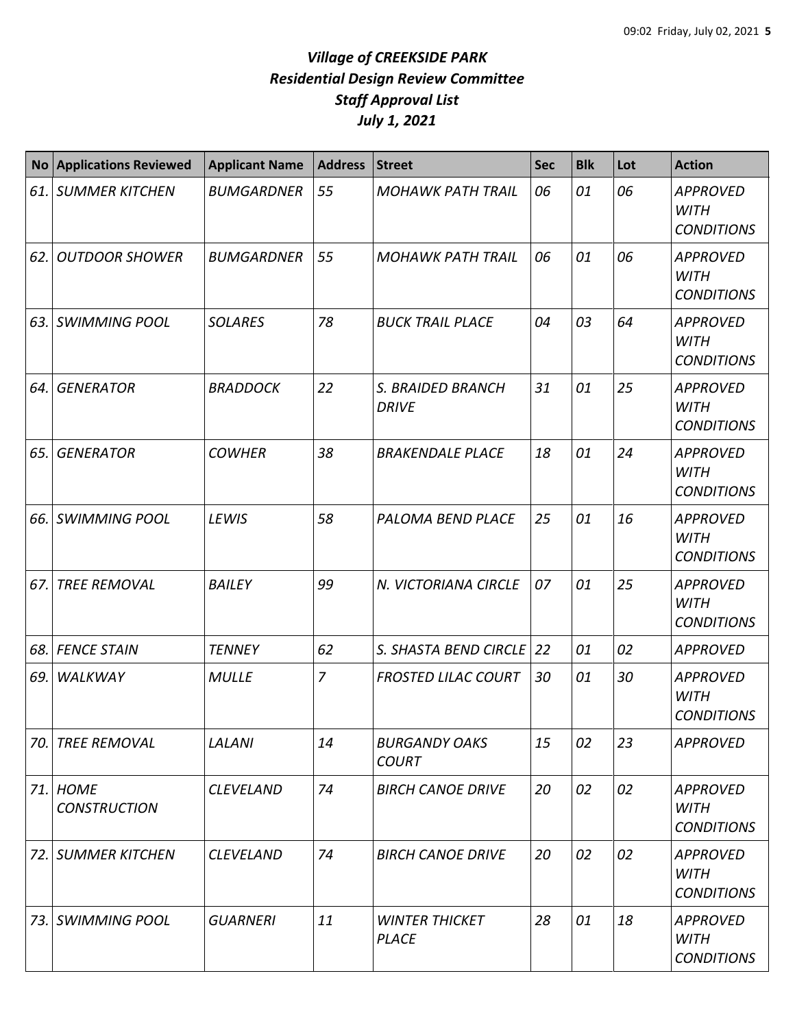# *Village of CREEKSIDE PARK*
## *Residential Design Review Committee*
## *Staff Approval List*
## *July 1, 2021*

| No | Applications Reviewed | Applicant Name | Address | Street | Sec | Blk | Lot | Action |
|---|---|---|---|---|---|---|---|---|
| *61.* | *SUMMER KITCHEN* | *BUMGARDNER* | *55* | *MOHAWK PATH TRAIL* | *06* | *01* | *06* | *APPROVED WITH CONDITIONS* |
| *62.* | *OUTDOOR SHOWER* | *BUMGARDNER* | *55* | *MOHAWK PATH TRAIL* | *06* | *01* | *06* | *APPROVED WITH CONDITIONS* |
| *63.* | *SWIMMING POOL* | *SOLARES* | *78* | *BUCK TRAIL PLACE* | *04* | *03* | *64* | *APPROVED WITH CONDITIONS* |
| *64.* | *GENERATOR* | *BRADDOCK* | *22* | *S. BRAIDED BRANCH DRIVE* | *31* | *01* | *25* | *APPROVED WITH CONDITIONS* |
| *65.* | *GENERATOR* | *COWHER* | *38* | *BRAKENDALE PLACE* | *18* | *01* | *24* | *APPROVED WITH CONDITIONS* |
| *66.* | *SWIMMING POOL* | *LEWIS* | *58* | *PALOMA BEND PLACE* | *25* | *01* | *16* | *APPROVED WITH CONDITIONS* |
| *67.* | *TREE REMOVAL* | *BAILEY* | *99* | *N. VICTORIANA CIRCLE* | *07* | *01* | *25* | *APPROVED WITH CONDITIONS* |
| *68.* | *FENCE STAIN* | *TENNEY* | *62* | *S. SHASTA BEND CIRCLE* | *22* | *01* | *02* | *APPROVED* |
| *69.* | *WALKWAY* | *MULLE* | *7* | *FROSTED LILAC COURT* | *30* | *01* | *30* | *APPROVED WITH CONDITIONS* |
| *70.* | *TREE REMOVAL* | *LALANI* | *14* | *BURGANDY OAKS COURT* | *15* | *02* | *23* | *APPROVED* |
| *71.* | *HOME CONSTRUCTION* | *CLEVELAND* | *74* | *BIRCH CANOE DRIVE* | *20* | *02* | *02* | *APPROVED WITH CONDITIONS* |
| *72.* | *SUMMER KITCHEN* | *CLEVELAND* | *74* | *BIRCH CANOE DRIVE* | *20* | *02* | *02* | *APPROVED WITH CONDITIONS* |
| *73.* | *SWIMMING POOL* | *GUARNERI* | *11* | *WINTER THICKET PLACE* | *28* | *01* | *18* | *APPROVED WITH CONDITIONS* |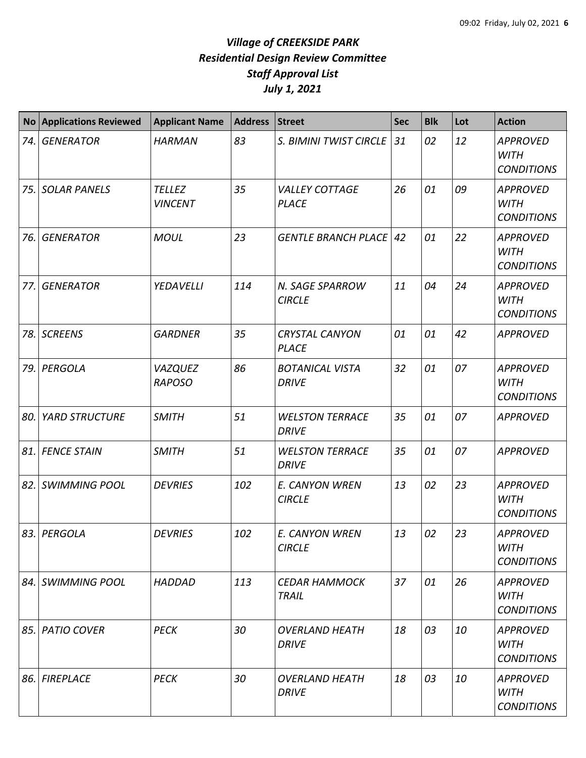# *Village of CREEKSIDE PARK*
## *Residential Design Review Committee*
## *Staff Approval List*
## *July 1, 2021*

| No | Applications Reviewed | Applicant Name | Address | Street | Sec | Blk | Lot | Action |
|---|---|---|---|---|---|---|---|---|
| *74.* | *GENERATOR* | *HARMAN* | *83* | *S. BIMINI TWIST CIRCLE* | *31* | *02* | *12* | *APPROVED WITH CONDITIONS* |
| *75.* | *SOLAR PANELS* | *TELLEZ VINCENT* | *35* | *VALLEY COTTAGE PLACE* | *26* | *01* | *09* | *APPROVED WITH CONDITIONS* |
| *76.* | *GENERATOR* | *MOUL* | *23* | *GENTLE BRANCH PLACE* | *42* | *01* | *22* | *APPROVED WITH CONDITIONS* |
| *77.* | *GENERATOR* | *YEDAVELLI* | *114* | *N. SAGE SPARROW CIRCLE* | *11* | *04* | *24* | *APPROVED WITH CONDITIONS* |
| *78.* | *SCREENS* | *GARDNER* | *35* | *CRYSTAL CANYON PLACE* | *01* | *01* | *42* | *APPROVED* |
| *79.* | *PERGOLA* | *VAZQUEZ RAPOSO* | *86* | *BOTANICAL VISTA DRIVE* | *32* | *01* | *07* | *APPROVED WITH CONDITIONS* |
| *80.* | *YARD STRUCTURE* | *SMITH* | *51* | *WELSTON TERRACE DRIVE* | *35* | *01* | *07* | *APPROVED* |
| *81.* | *FENCE STAIN* | *SMITH* | *51* | *WELSTON TERRACE DRIVE* | *35* | *01* | *07* | *APPROVED* |
| *82.* | *SWIMMING POOL* | *DEVRIES* | *102* | *E. CANYON WREN CIRCLE* | *13* | *02* | *23* | *APPROVED WITH CONDITIONS* |
| *83.* | *PERGOLA* | *DEVRIES* | *102* | *E. CANYON WREN CIRCLE* | *13* | *02* | *23* | *APPROVED WITH CONDITIONS* |
| *84.* | *SWIMMING POOL* | *HADDAD* | *113* | *CEDAR HAMMOCK TRAIL* | *37* | *01* | *26* | *APPROVED WITH CONDITIONS* |
| *85.* | *PATIO COVER* | *PECK* | *30* | *OVERLAND HEATH DRIVE* | *18* | *03* | *10* | *APPROVED WITH CONDITIONS* |
| *86.* | *FIREPLACE* | *PECK* | *30* | *OVERLAND HEATH DRIVE* | *18* | *03* | *10* | *APPROVED WITH CONDITIONS* |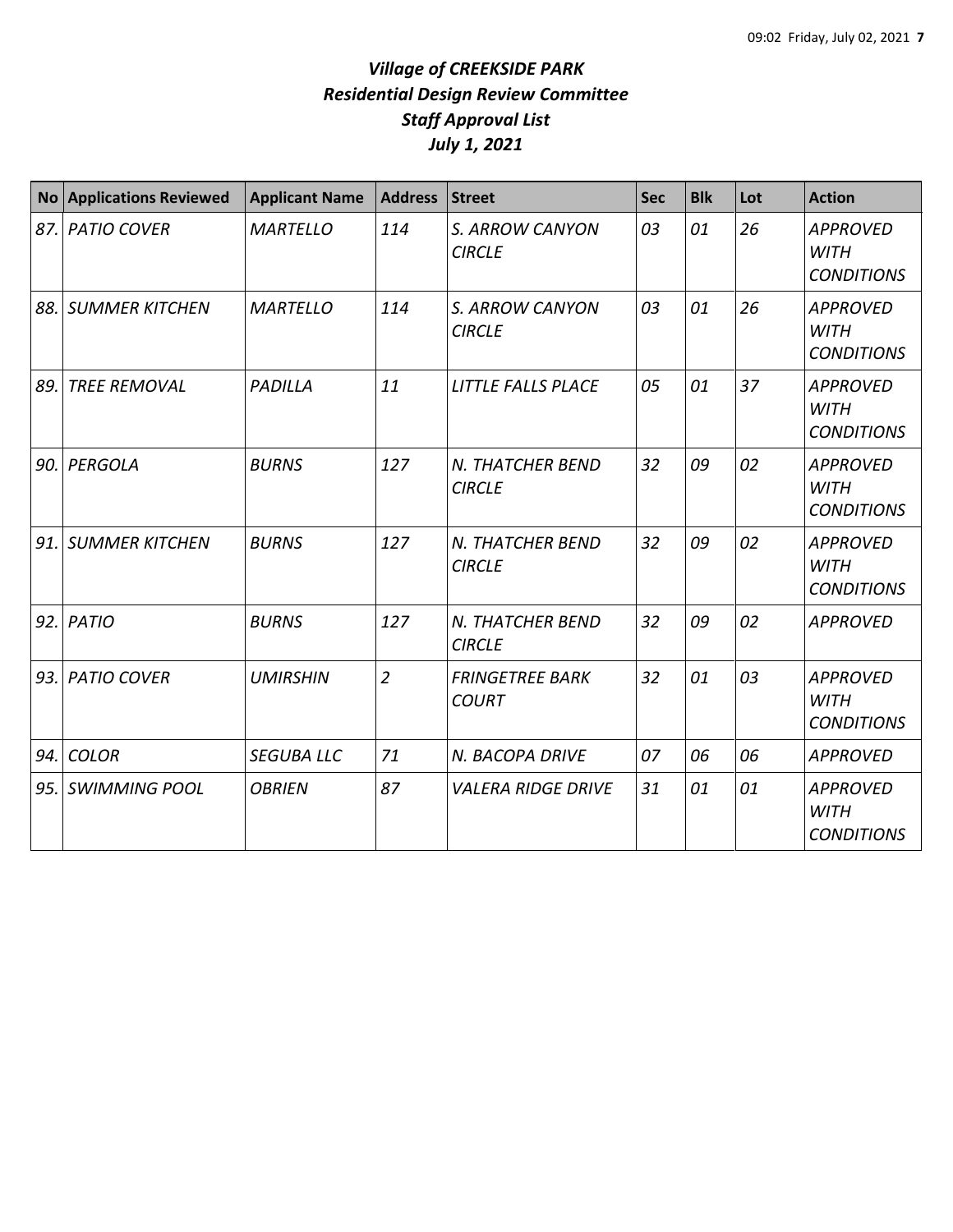# *Village of CREEKSIDE PARK*
# *Residential Design Review Committee*
# *Staff Approval List*
# *July 1, 2021*

| No | Applications Reviewed | Applicant Name | Address | Street | Sec | Blk | Lot | Action |
|---|---|---|---|---|---|---|---|---|
| *87.* | *PATIO COVER* | *MARTELLO* | *114* | *S. ARROW CANYON CIRCLE* | *03* | *01* | *26* | *APPROVED WITH CONDITIONS* |
| *88.* | *SUMMER KITCHEN* | *MARTELLO* | *114* | *S. ARROW CANYON CIRCLE* | *03* | *01* | *26* | *APPROVED WITH CONDITIONS* |
| *89.* | *TREE REMOVAL* | *PADILLA* | *11* | *LITTLE FALLS PLACE* | *05* | *01* | *37* | *APPROVED WITH CONDITIONS* |
| *90.* | *PERGOLA* | *BURNS* | *127* | *N. THATCHER BEND CIRCLE* | *32* | *09* | *02* | *APPROVED WITH CONDITIONS* |
| *91.* | *SUMMER KITCHEN* | *BURNS* | *127* | *N. THATCHER BEND CIRCLE* | *32* | *09* | *02* | *APPROVED WITH CONDITIONS* |
| *92.* | *PATIO* | *BURNS* | *127* | *N. THATCHER BEND CIRCLE* | *32* | *09* | *02* | *APPROVED* |
| *93.* | *PATIO COVER* | *UMIRSHIN* | *2* | *FRINGETREE BARK COURT* | *32* | *01* | *03* | *APPROVED WITH CONDITIONS* |
| *94.* | *COLOR* | *SEGUBA LLC* | *71* | *N. BACOPA DRIVE* | *07* | *06* | *06* | *APPROVED* |
| *95.* | *SWIMMING POOL* | *OBRIEN* | *87* | *VALERA RIDGE DRIVE* | *31* | *01* | *01* | *APPROVED WITH CONDITIONS* |